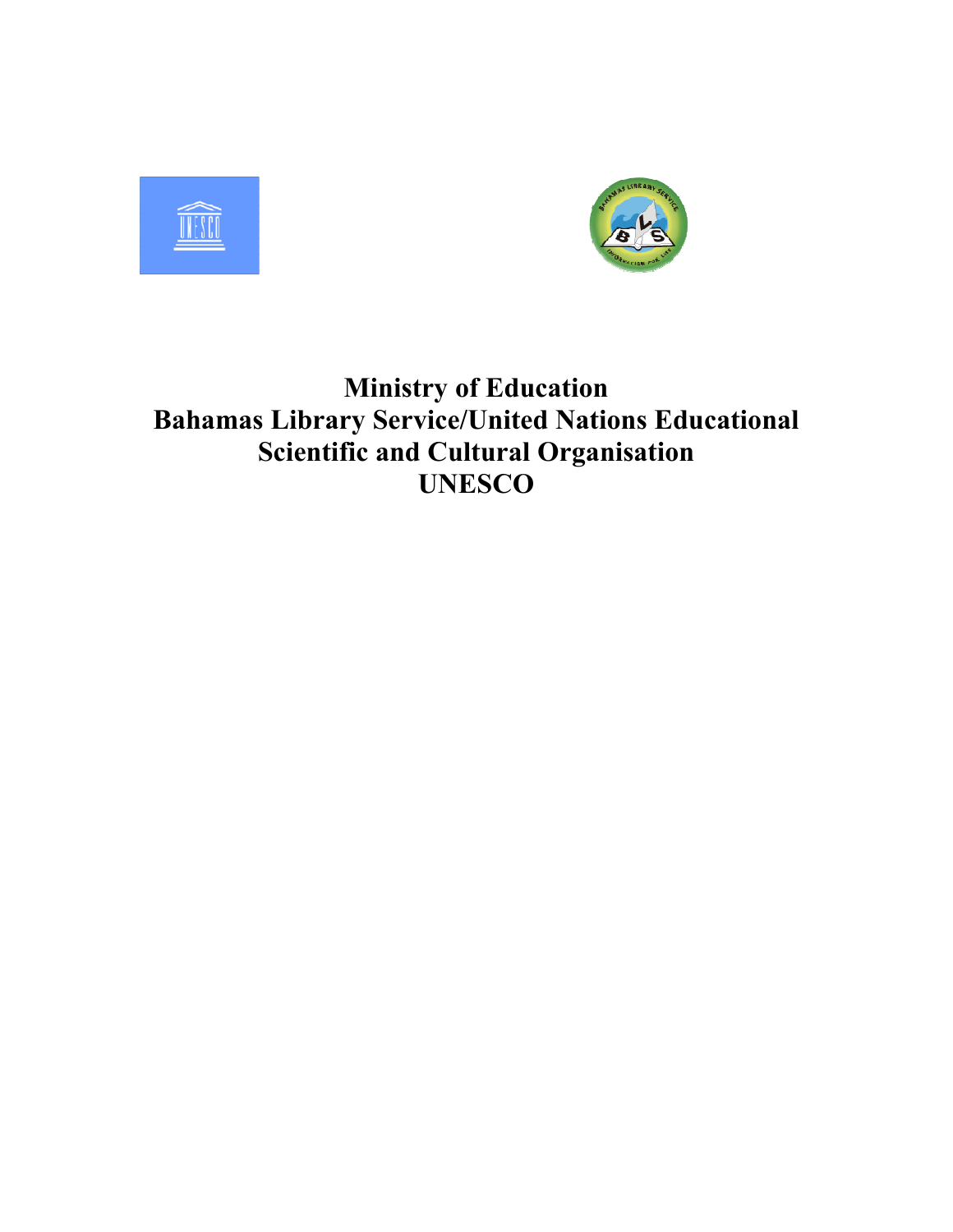# Ministry of Education
# Bahamas Library Service/United Nations Educational Scientific and Cultural Organisation
# UNESCO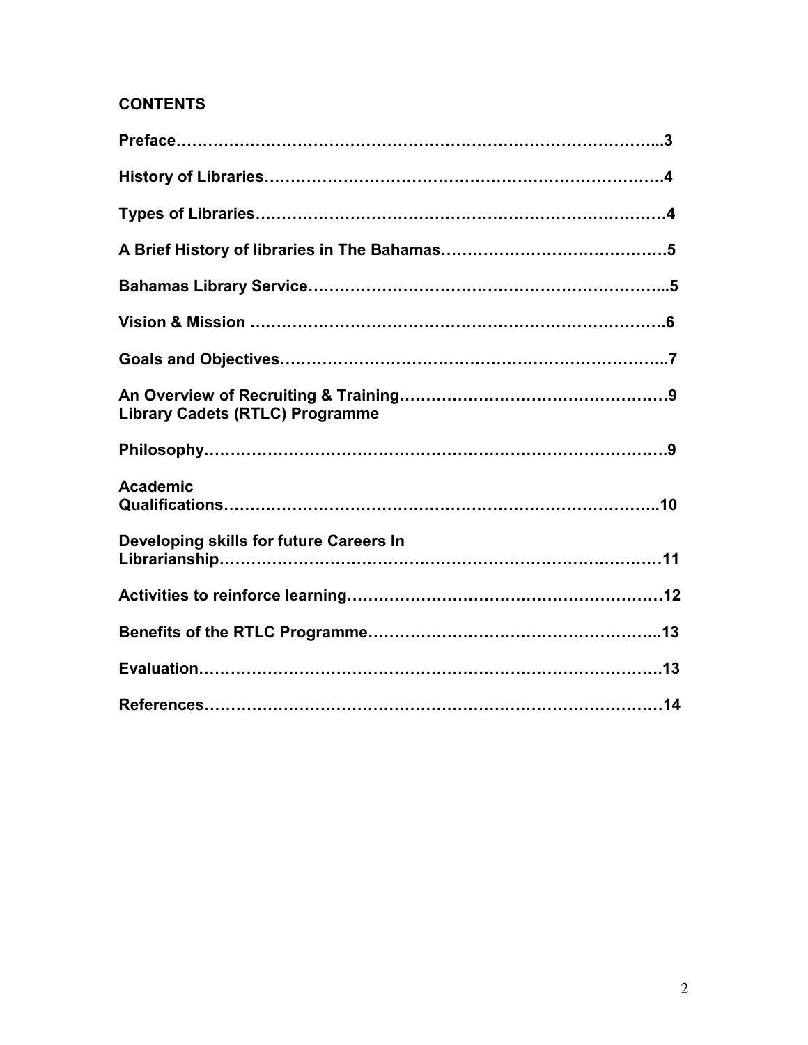# CONTENTS

**Preface……………………………………………………………………………...3**

**History of Libraries…………………………………………………………………4**

**Types of Libraries……………………………………………………………………4**

**A Brief History of libraries in The Bahamas……………………………………5**

**Bahamas Library Service…………………………………………………………...5**

**Vision & Mission ……………………………………………………………………6**

**Goals and Objectives……………………………………………………………..7**

**An Overview of Recruiting & Training……………………………………………9**
**Library Cadets (RTLC) Programme**

**Philosophy……………………………………………………………………………9**

**Academic Qualifications…………………………………………………………..10**

**Developing skills for future Careers In Librarianship…………………………11**

**Activities to reinforce learning……………………………………………………12**

**Benefits of the RTLC Programme………………………………………………..13**

**Evaluation……………………………………………………………………………13**

**References……………………………………………………………………………14**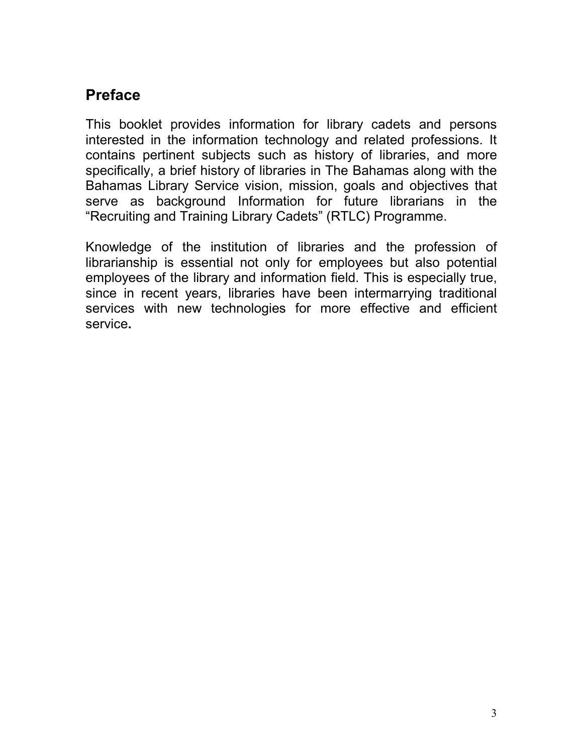## Preface

This booklet provides information for library cadets and persons interested in the information technology and related professions. It contains pertinent subjects such as history of libraries, and more specifically, a brief history of libraries in The Bahamas along with the Bahamas Library Service vision, mission, goals and objectives that serve as background Information for future librarians in the "Recruiting and Training Library Cadets" (RTLC) Programme.

Knowledge of the institution of libraries and the profession of librarianship is essential not only for employees but also potential employees of the library and information field. This is especially true, since in recent years, libraries have been intermarrying traditional services with new technologies for more effective and efficient service.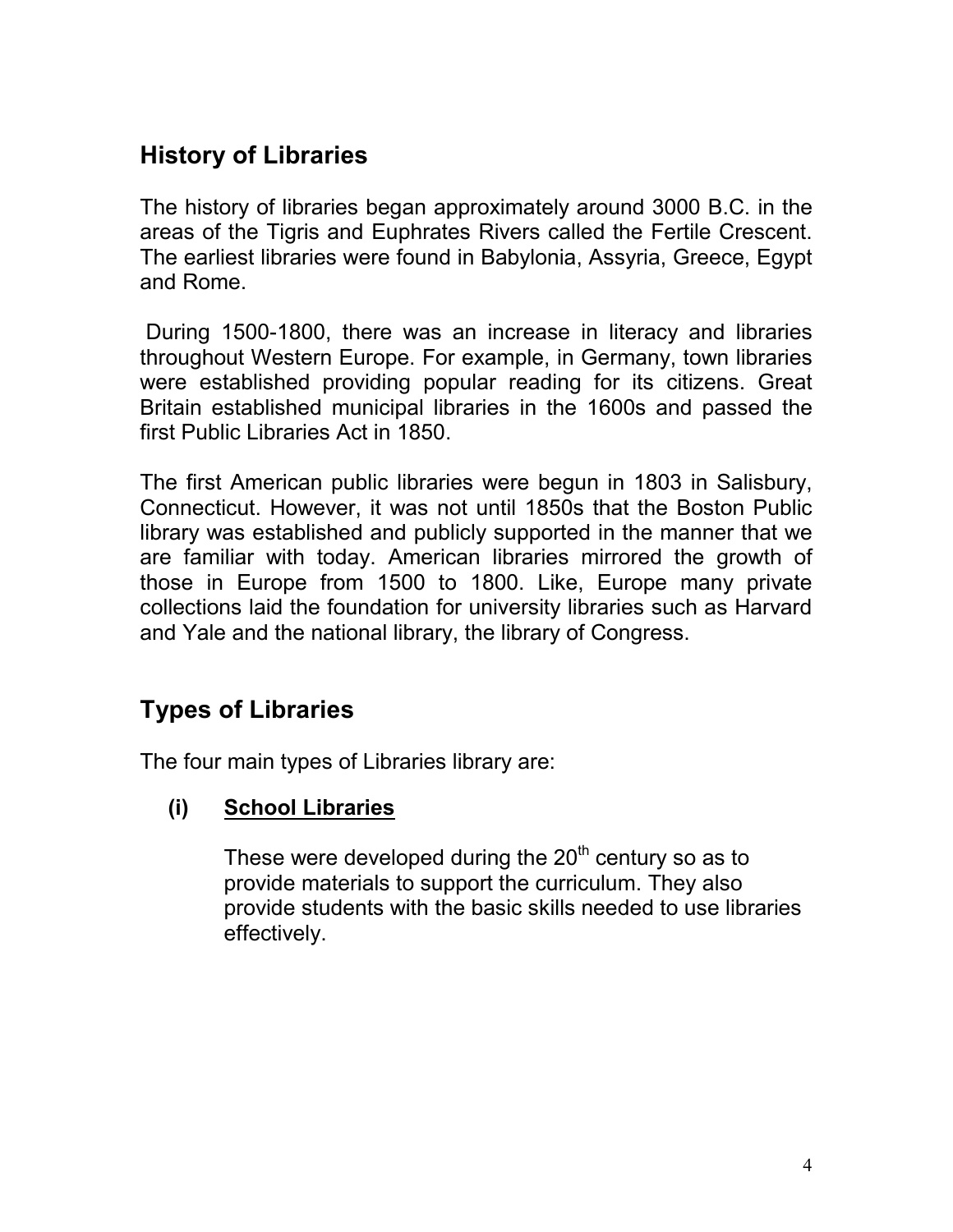## History of Libraries

The history of libraries began approximately around 3000 B.C. in the areas of the Tigris and Euphrates Rivers called the Fertile Crescent. The earliest libraries were found in Babylonia, Assyria, Greece, Egypt and Rome.

During 1500-1800, there was an increase in literacy and libraries throughout Western Europe. For example, in Germany, town libraries were established providing popular reading for its citizens. Great Britain established municipal libraries in the 1600s and passed the first Public Libraries Act in 1850.

The first American public libraries were begun in 1803 in Salisbury, Connecticut. However, it was not until 1850s that the Boston Public library was established and publicly supported in the manner that we are familiar with today. American libraries mirrored the growth of those in Europe from 1500 to 1800. Like, Europe many private collections laid the foundation for university libraries such as Harvard and Yale and the national library, the library of Congress.

## Types of Libraries

The four main types of Libraries library are:

**(i) <u>School Libraries</u>**

These were developed during the 20th century so as to provide materials to support the curriculum. They also provide students with the basic skills needed to use libraries effectively.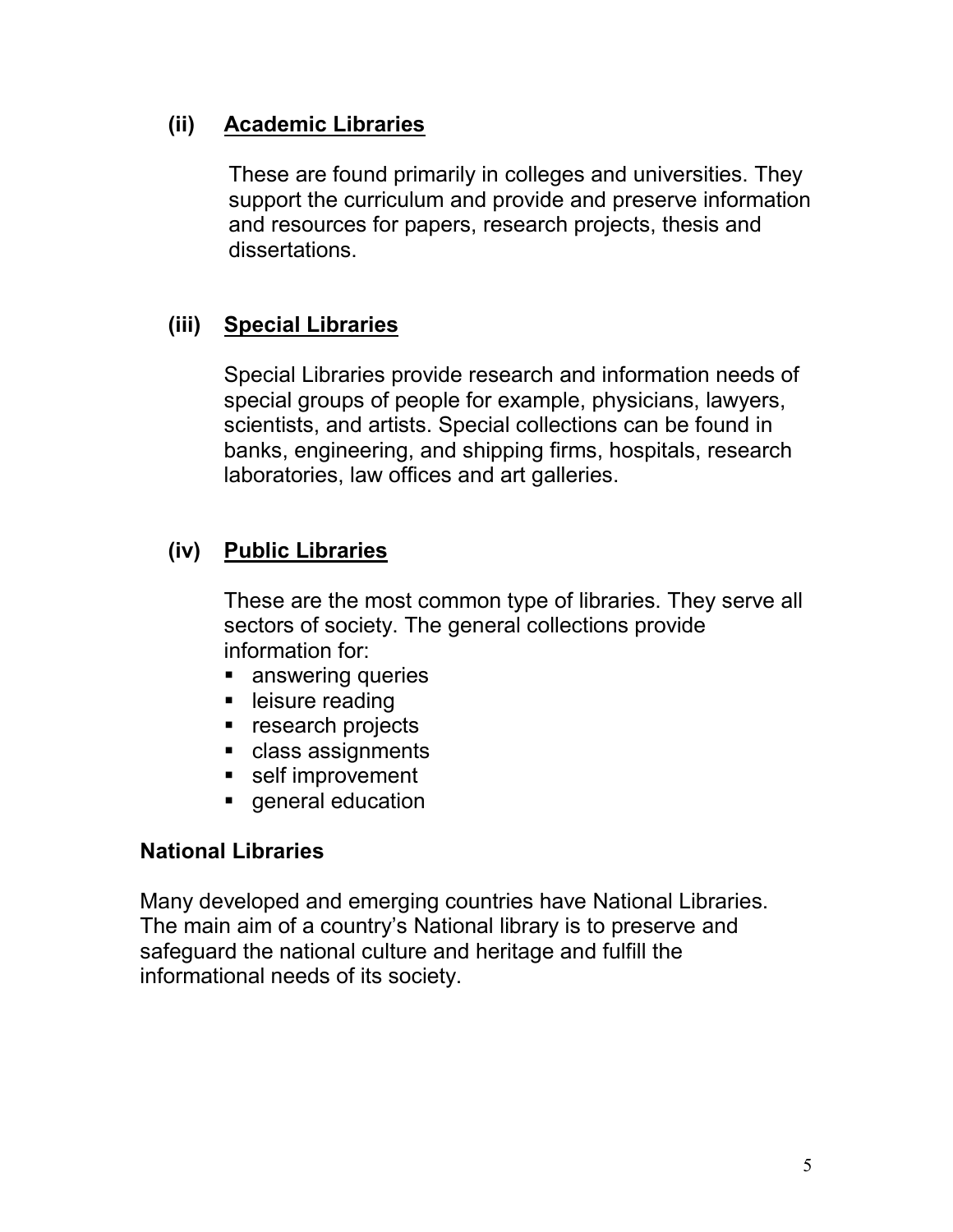### (ii) <u>Academic Libraries</u>

These are found primarily in colleges and universities. They support the curriculum and provide and preserve information and resources for papers, research projects, thesis and dissertations.

### (iii) <u>Special Libraries</u>

Special Libraries provide research and information needs of special groups of people for example, physicians, lawyers, scientists, and artists. Special collections can be found in banks, engineering, and shipping firms, hospitals, research laboratories, law offices and art galleries.

### (iv) <u>Public Libraries</u>

These are the most common type of libraries. They serve all sectors of society. The general collections provide information for:

- answering queries
- leisure reading
- research projects
- class assignments
- self improvement
- general education

### National Libraries

Many developed and emerging countries have National Libraries. The main aim of a country's National library is to preserve and safeguard the national culture and heritage and fulfill the informational needs of its society.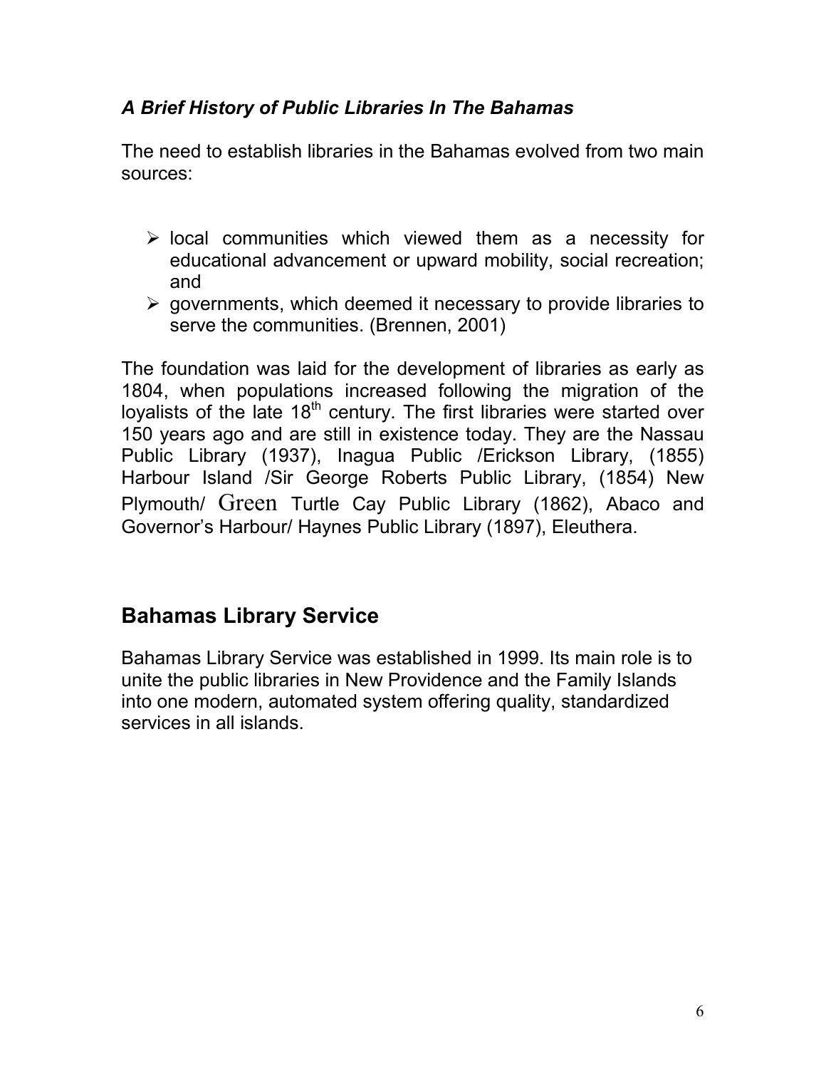### *A Brief History of Public Libraries In The Bahamas*

The need to establish libraries in the Bahamas evolved from two main sources:

- local communities which viewed them as a necessity for educational advancement or upward mobility, social recreation; and
- governments, which deemed it necessary to provide libraries to serve the communities. (Brennen, 2001)

The foundation was laid for the development of libraries as early as 1804, when populations increased following the migration of the loyalists of the late 18th century. The first libraries were started over 150 years ago and are still in existence today. They are the Nassau Public Library (1937), Inagua Public /Erickson Library, (1855) Harbour Island /Sir George Roberts Public Library, (1854) New Plymouth/ Green Turtle Cay Public Library (1862), Abaco and Governor's Harbour/ Haynes Public Library (1897), Eleuthera.

## Bahamas Library Service

Bahamas Library Service was established in 1999. Its main role is to unite the public libraries in New Providence and the Family Islands into one modern, automated system offering quality, standardized services in all islands.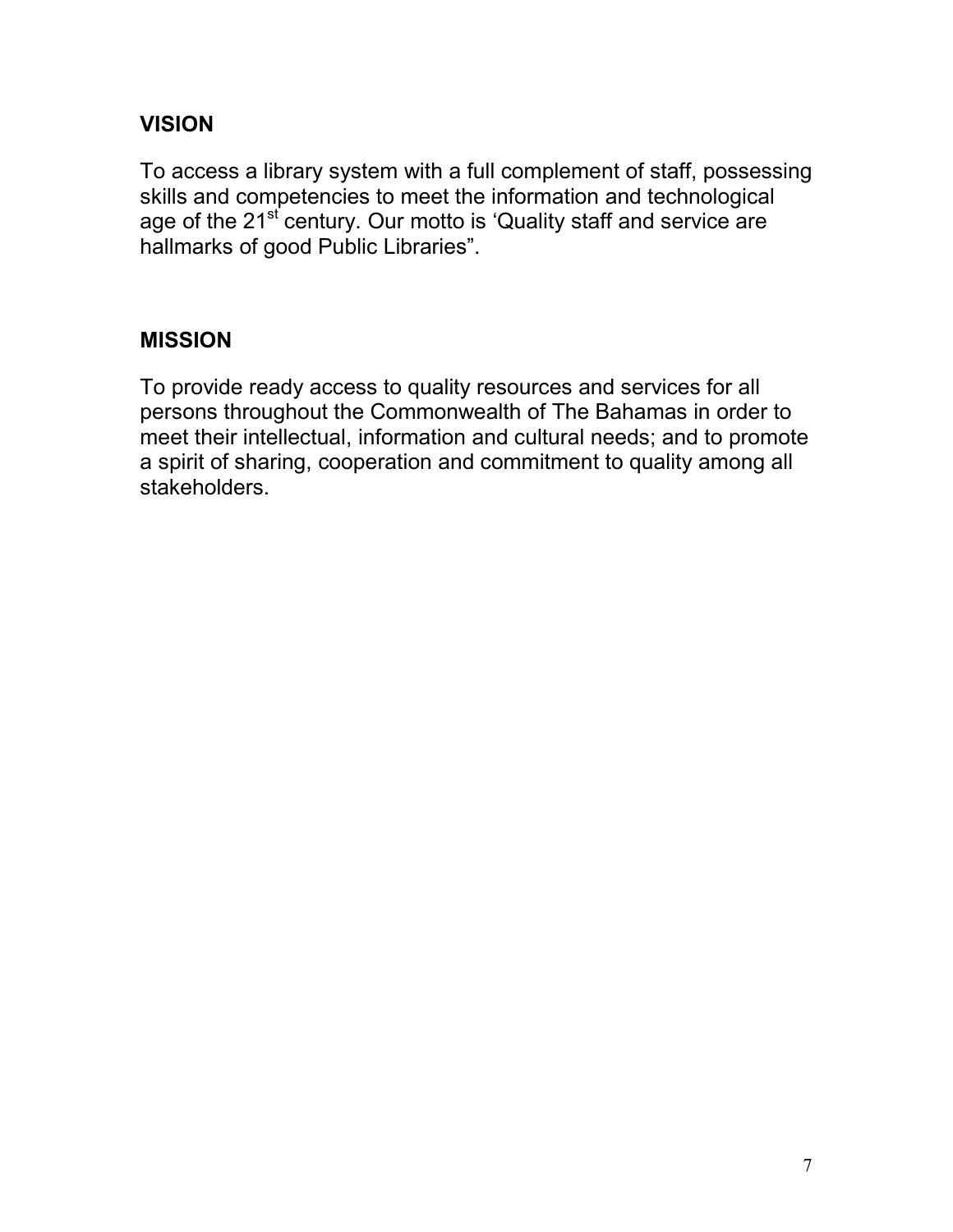## VISION

To access a library system with a full complement of staff, possessing skills and competencies to meet the information and technological age of the 21st century. Our motto is 'Quality staff and service are hallmarks of good Public Libraries".

## MISSION

To provide ready access to quality resources and services for all persons throughout the Commonwealth of The Bahamas in order to meet their intellectual, information and cultural needs; and to promote a spirit of sharing, cooperation and commitment to quality among all stakeholders.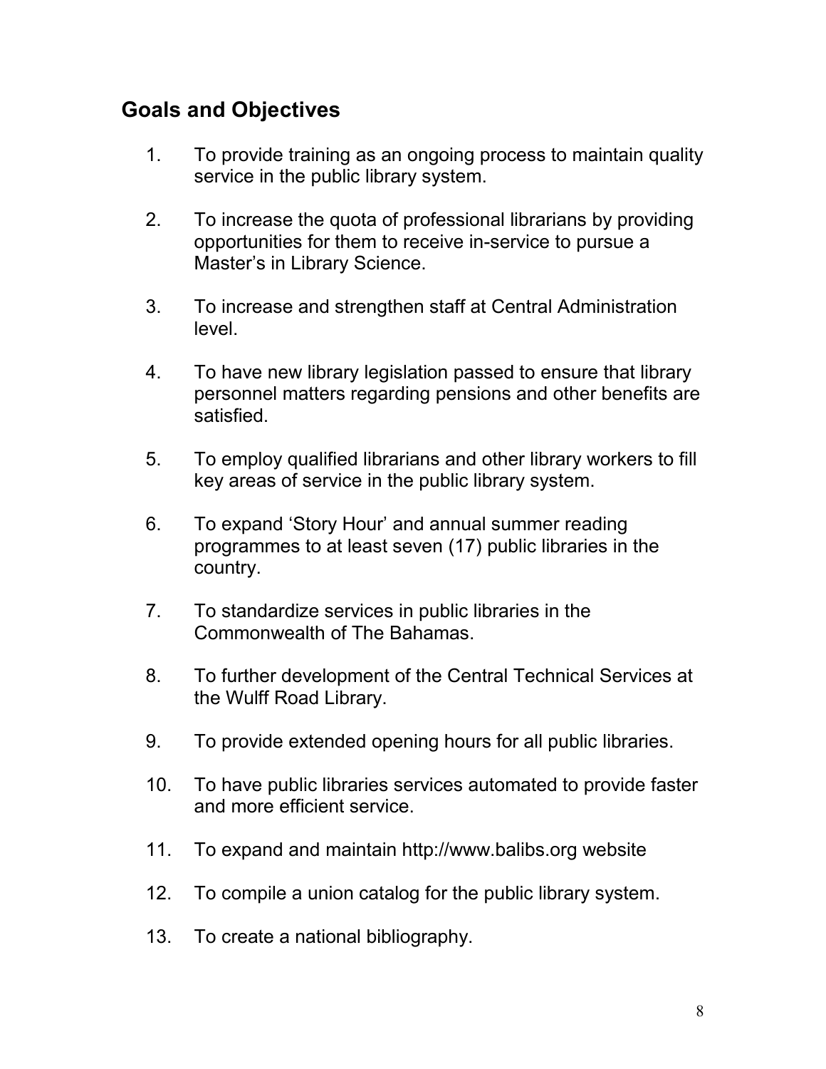## Goals and Objectives

1. To provide training as an ongoing process to maintain quality service in the public library system.

2. To increase the quota of professional librarians by providing opportunities for them to receive in-service to pursue a Master's in Library Science.

3. To increase and strengthen staff at Central Administration level.

4. To have new library legislation passed to ensure that library personnel matters regarding pensions and other benefits are satisfied.

5. To employ qualified librarians and other library workers to fill key areas of service in the public library system.

6. To expand 'Story Hour' and annual summer reading programmes to at least seven (17) public libraries in the country.

7. To standardize services in public libraries in the Commonwealth of The Bahamas.

8. To further development of the Central Technical Services at the Wulff Road Library.

9. To provide extended opening hours for all public libraries.

10. To have public libraries services automated to provide faster and more efficient service.

11. To expand and maintain http://www.balibs.org website

12. To compile a union catalog for the public library system.

13. To create a national bibliography.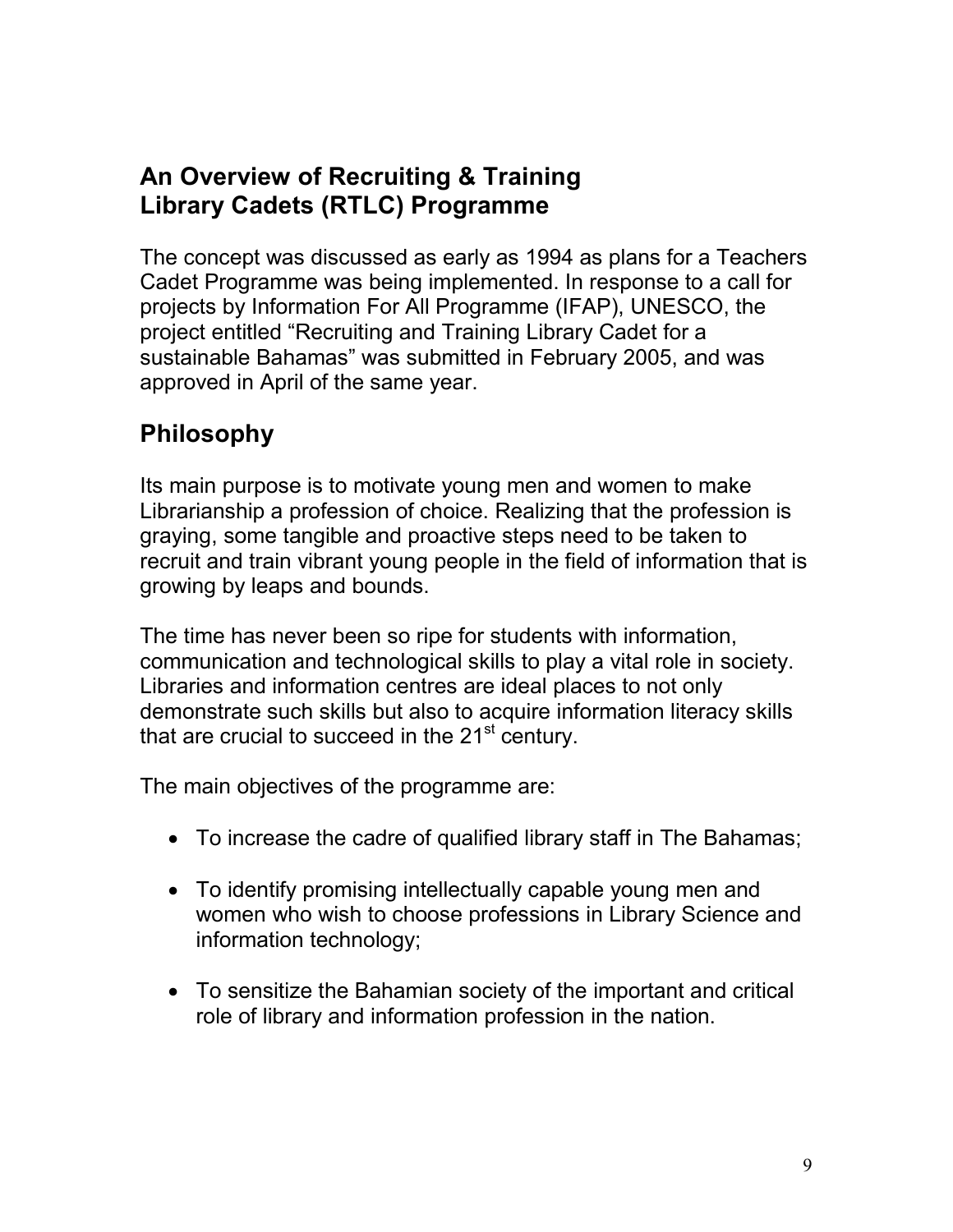## An Overview of Recruiting & Training Library Cadets (RTLC) Programme

The concept was discussed as early as 1994 as plans for a Teachers Cadet Programme was being implemented. In response to a call for projects by Information For All Programme (IFAP), UNESCO, the project entitled "Recruiting and Training Library Cadet for a sustainable Bahamas" was submitted in February 2005, and was approved in April of the same year.

## Philosophy

Its main purpose is to motivate young men and women to make Librarianship a profession of choice. Realizing that the profession is graying, some tangible and proactive steps need to be taken to recruit and train vibrant young people in the field of information that is growing by leaps and bounds.

The time has never been so ripe for students with information, communication and technological skills to play a vital role in society. Libraries and information centres are ideal places to not only demonstrate such skills but also to acquire information literacy skills that are crucial to succeed in the 21st century.

The main objectives of the programme are:

- To increase the cadre of qualified library staff in The Bahamas;
- To identify promising intellectually capable young men and women who wish to choose professions in Library Science and information technology;
- To sensitize the Bahamian society of the important and critical role of library and information profession in the nation.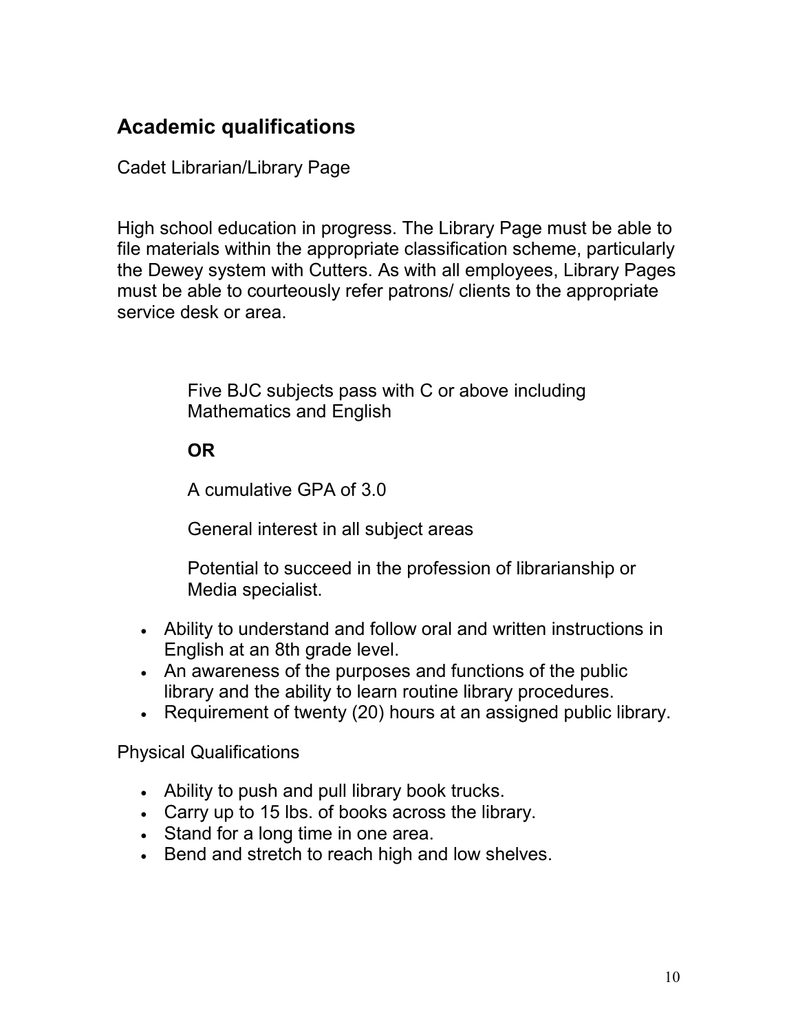## Academic qualifications

Cadet Librarian/Library Page

High school education in progress. The Library Page must be able to file materials within the appropriate classification scheme, particularly the Dewey system with Cutters. As with all employees, Library Pages must be able to courteously refer patrons/ clients to the appropriate service desk or area.

Five BJC subjects pass with C or above including Mathematics and English

**OR**

A cumulative GPA of 3.0

General interest in all subject areas

Potential to succeed in the profession of librarianship or Media specialist.

- Ability to understand and follow oral and written instructions in English at an 8th grade level.
- An awareness of the purposes and functions of the public library and the ability to learn routine library procedures.
- Requirement of twenty (20) hours at an assigned public library.

Physical Qualifications

- Ability to push and pull library book trucks.
- Carry up to 15 lbs. of books across the library.
- Stand for a long time in one area.
- Bend and stretch to reach high and low shelves.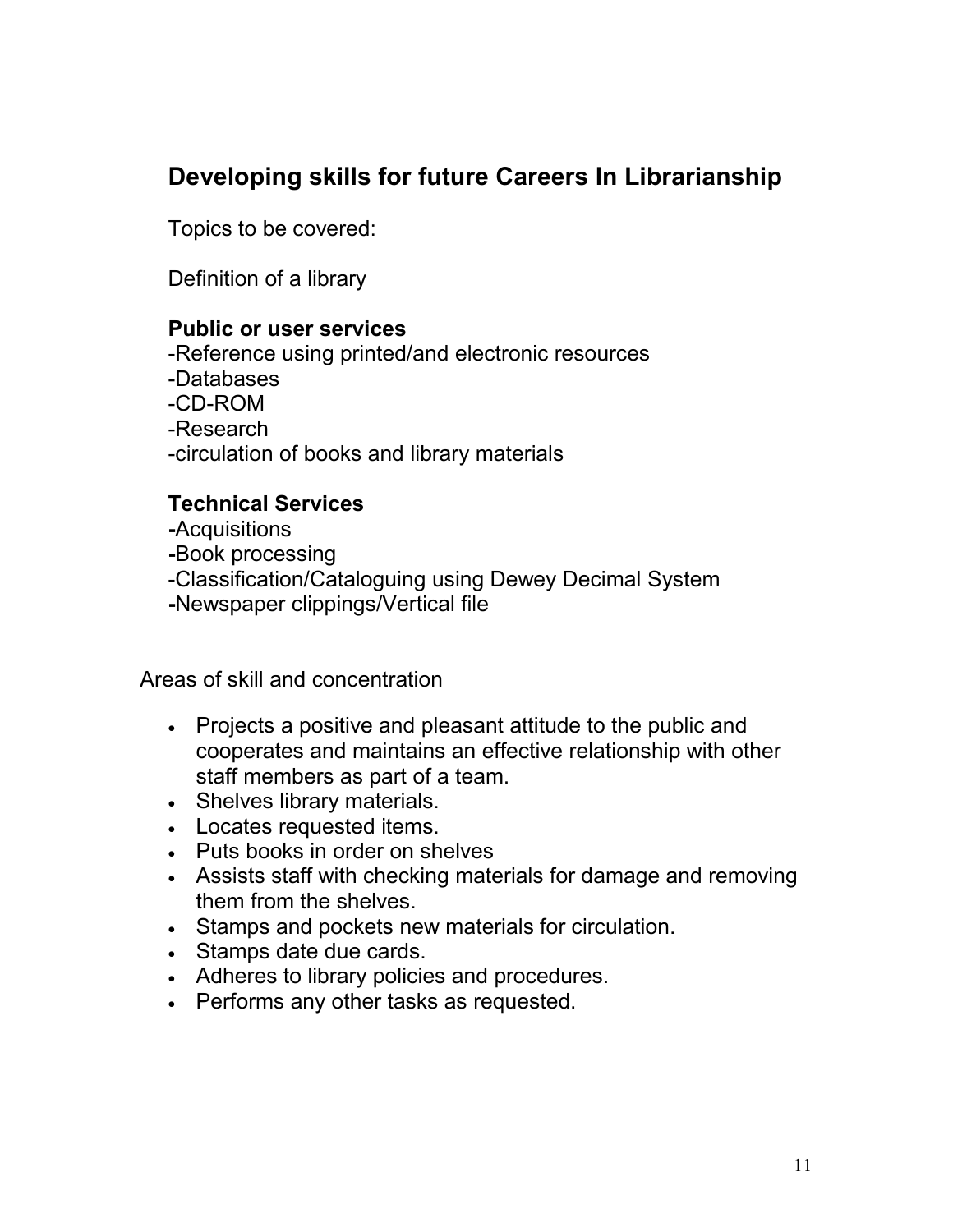## Developing skills for future Careers In Librarianship

Topics to be covered:

Definition of a library

**Public or user services**
-Reference using printed/and electronic resources
-Databases
-CD-ROM
-Research
-circulation of books and library materials

**Technical Services**
**-**Acquisitions
**-**Book processing
-Classification/Cataloguing using Dewey Decimal System
**-**Newspaper clippings/Vertical file

Areas of skill and concentration

- Projects a positive and pleasant attitude to the public and cooperates and maintains an effective relationship with other staff members as part of a team.
- Shelves library materials.
- Locates requested items.
- Puts books in order on shelves
- Assists staff with checking materials for damage and removing them from the shelves.
- Stamps and pockets new materials for circulation.
- Stamps date due cards.
- Adheres to library policies and procedures.
- Performs any other tasks as requested.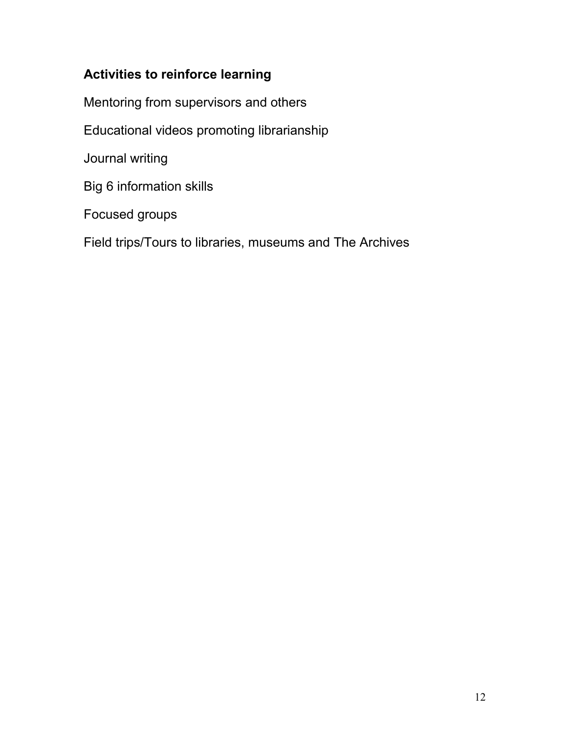**Activities to reinforce learning**

Mentoring from supervisors and others

Educational videos promoting librarianship

Journal writing

Big 6 information skills

Focused groups

Field trips/Tours to libraries, museums and The Archives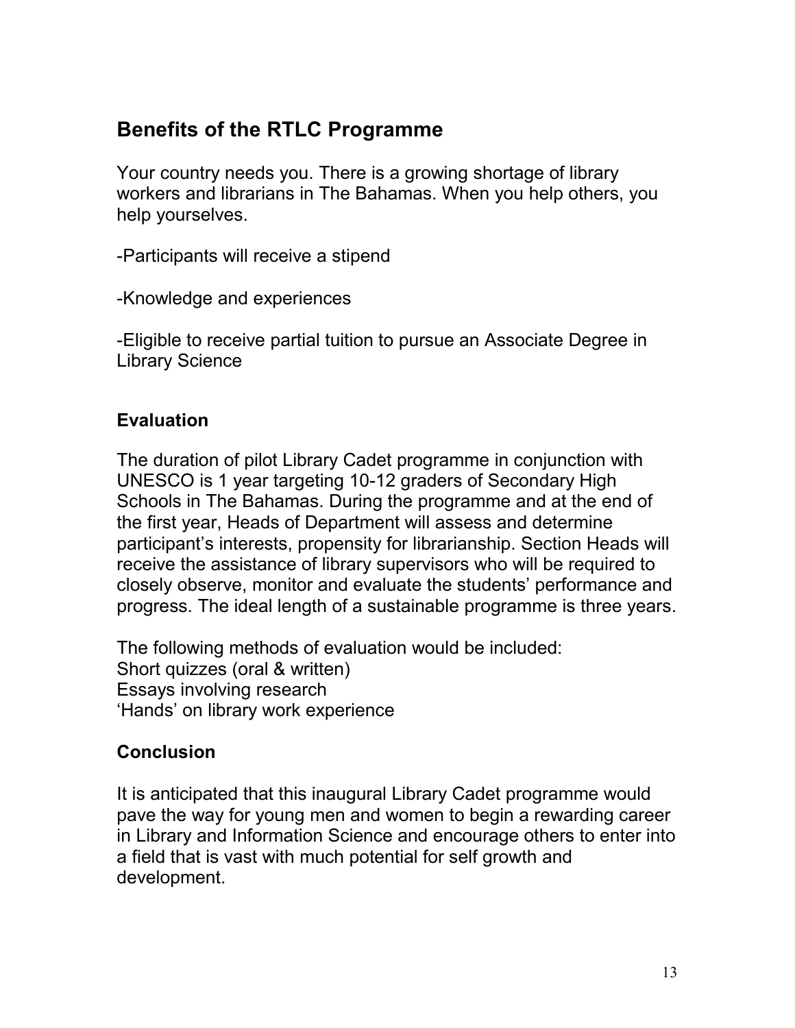## Benefits of the RTLC Programme

Your country needs you. There is a growing shortage of library workers and librarians in The Bahamas. When you help others, you help yourselves.

-Participants will receive a stipend

-Knowledge and experiences

-Eligible to receive partial tuition to pursue an Associate Degree in Library Science

### Evaluation

The duration of pilot Library Cadet programme in conjunction with UNESCO is 1 year targeting 10-12 graders of Secondary High Schools in The Bahamas. During the programme and at the end of the first year, Heads of Department will assess and determine participant's interests, propensity for librarianship. Section Heads will receive the assistance of library supervisors who will be required to closely observe, monitor and evaluate the students' performance and progress. The ideal length of a sustainable programme is three years.

The following methods of evaluation would be included:
Short quizzes (oral & written)
Essays involving research
'Hands' on library work experience

### Conclusion

It is anticipated that this inaugural Library Cadet programme would pave the way for young men and women to begin a rewarding career in Library and Information Science and encourage others to enter into a field that is vast with much potential for self growth and development.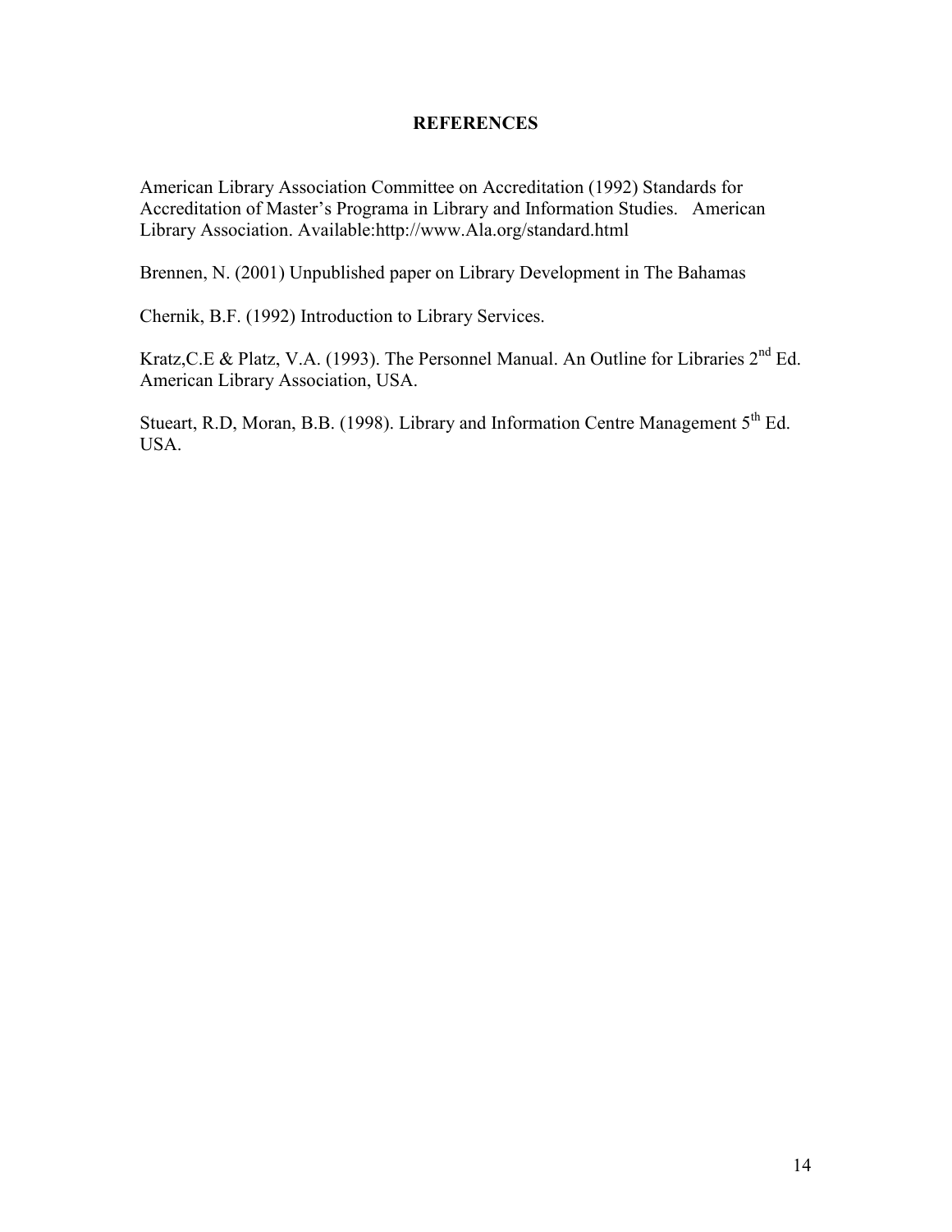# REFERENCES

American Library Association Committee on Accreditation (1992) Standards for Accreditation of Master's Programa in Library and Information Studies. American Library Association. Available:http://www.Ala.org/standard.html

Brennen, N. (2001) Unpublished paper on Library Development in The Bahamas

Chernik, B.F. (1992) Introduction to Library Services.

Kratz,C.E & Platz, V.A. (1993). The Personnel Manual. An Outline for Libraries 2nd Ed. American Library Association, USA.

Stueart, R.D, Moran, B.B. (1998). Library and Information Centre Management 5th Ed. USA.